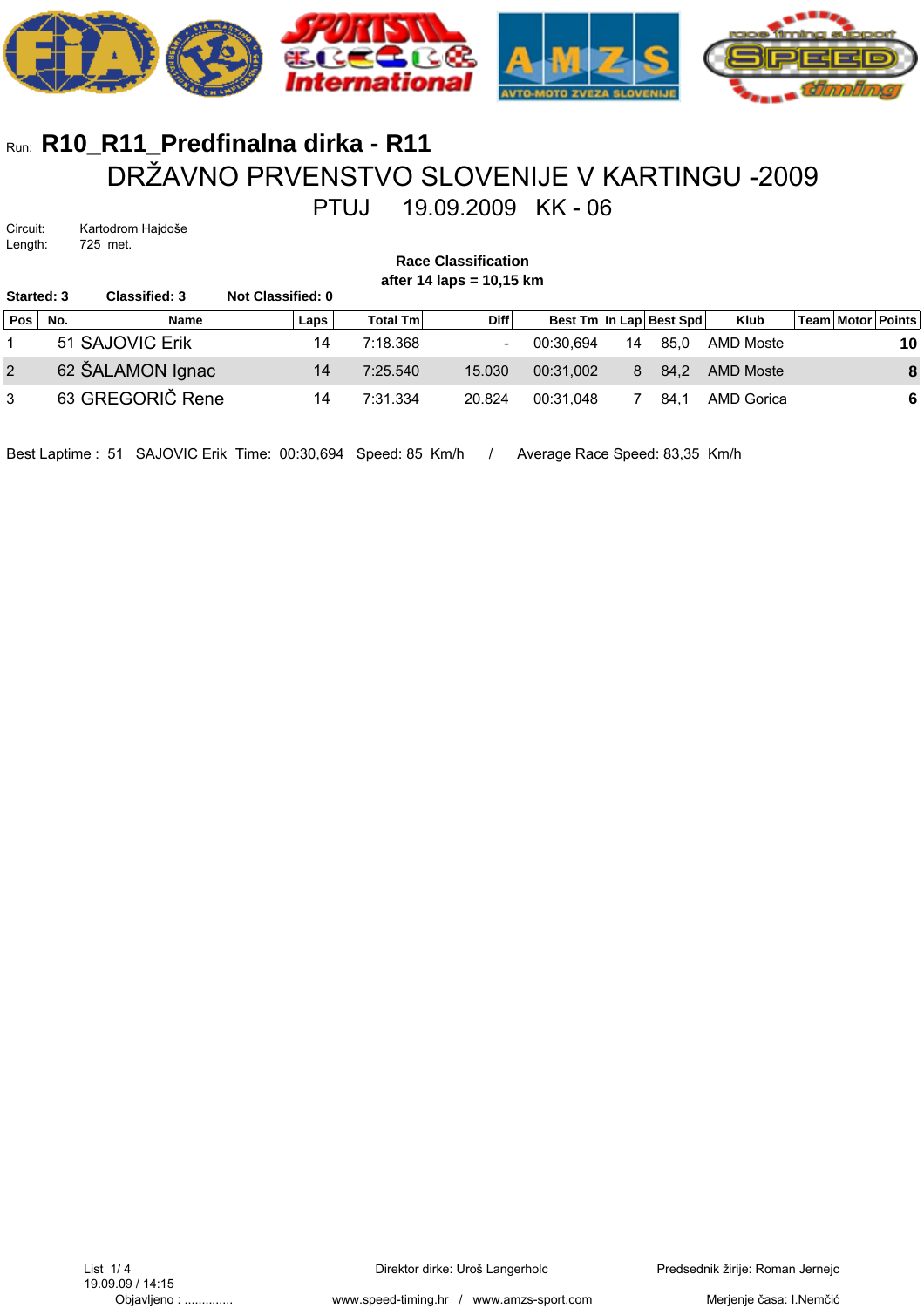Run: **R10_R11_Predfinalna dirka - R11**

# DRŽAVNO PRVENSTVO SLOVENIJE V KARTINGU -2009

## PTUJ 19.09.2009 KK - 06

Circuit: Kartodrom Hajdoše
Length: 725 met.

**Race Classification**
**after 14 laps = 10,15 km**

**Started: 3** **Classified: 3** **Not Classified: 0**

| Pos | No. | Name | Laps | Total Tm | Diff | Best Tm | In Lap | Best Spd | Klub | Team | Motor | Points |
|---|---|---|---|---|---|---|---|---|---|---|---|---|
| 1 | 51 | SAJOVIC Erik | 14 | 7:18.368 | - | 00:30,694 | 14 | 85,0 | AMD Moste | | | **10** |
| 2 | 62 | ŠALAMON Ignac | 14 | 7:25.540 | 15.030 | 00:31,002 | 8 | 84,2 | AMD Moste | | | **8** |
| 3 | 63 | GREGORIČ Rene | 14 | 7:31.334 | 20.824 | 00:31,048 | 7 | 84,1 | AMD Gorica | | | **6** |

Best Laptime : 51 SAJOVIC Erik Time: 00:30,694 Speed: 85 Km/h / Average Race Speed: 83,35 Km/h

List 1/ 4
19.09.09 / 14:15
Objavljeno : ..............

Direktor dirke: Uroš Langerholc

Predsednik žirije: Roman Jernejc

www.speed-timing.hr / www.amzs-sport.com

Merjenje časa: I.Nemčić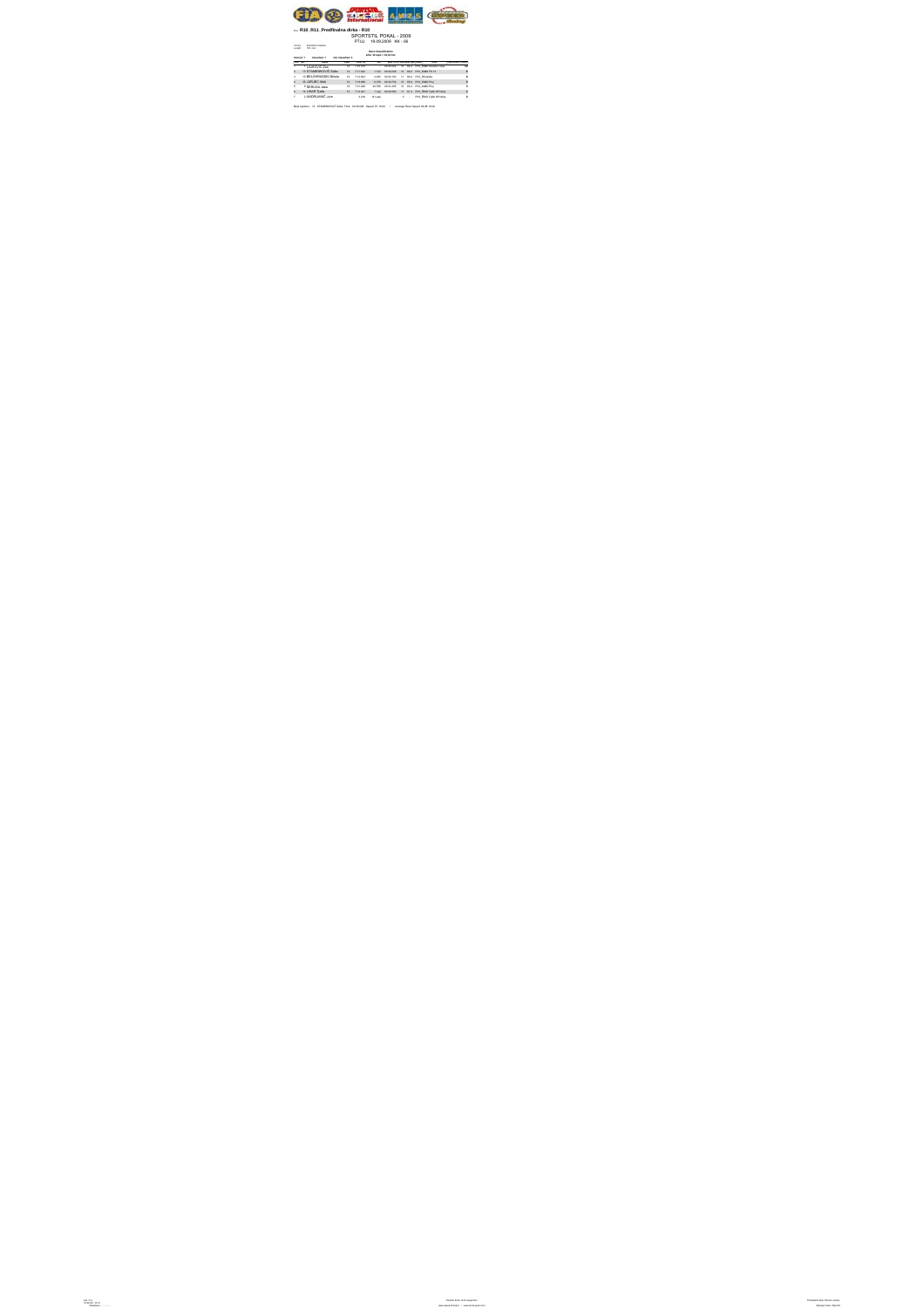# R10_R11_Predfinalna dirka - R10

SPORTSTIL POKAL - 2009

PTUJ 19.09.2009 KK - 06

Circuit: Avtodrom Ptujska

Length: 725 m

**Race Classification**

**After 13 Laps = 09:25.00**

Started: 7 Classified: 7 Not Classified: 0

| Pos | No | Name | Laps | Total Tm | Diff | Best Tm | In Lap | Km/h | Car | Points |
|---|---|---|---|---|---|---|---|---|---|---|
| 1 | 7 | LAZAR Žan | 13 | 7:11.076 | | 00:32.4 | 11 | 56.4 | CRO_Seat | 10 |
| 2 | 11 | STANEVKOVIČ Saša | 13 | 7:11.093 | 1.157 | 00:32.4 | 12 | 56.6 | CRO_Seat | 8 |
| 3 | 12 | BELOVSACKI Nikola | 13 | 7:15.904 | 4.083 | 00:32.735 | 11 | 55.4 | CRO_Rimskita | 6 |
| 4 | 10 | JAPJEC Aleš | 13 | 7:15.068 | 4.119 | 00:32.700 | 12 | 60.4 | CRO_Seat | 5 |
| 5 | 7 | ŠEBLEJA Jaka | 13 | 7:21.286 | 10.180 | 00:33.200 | 12 | 55.4 | CRO_Seat | 4 |
| 6 | 14 | JAKIR Tonko | 13 | 7:14.341 | 1 Lap | 00:32.893 | 11 | 55.3 | CRO_Seat | 3 |
| 7 | 2 | ANDRIJANIĆ Jure | | 0.493 | 13 Laps | | 0 | | CRO_Seat | 0 |

Best Lap Info: 11 STANEVKOVIČ Saša Time: 00:32.385 Speed: 57.3km/h | Average Race Speed: 55.95 Km/h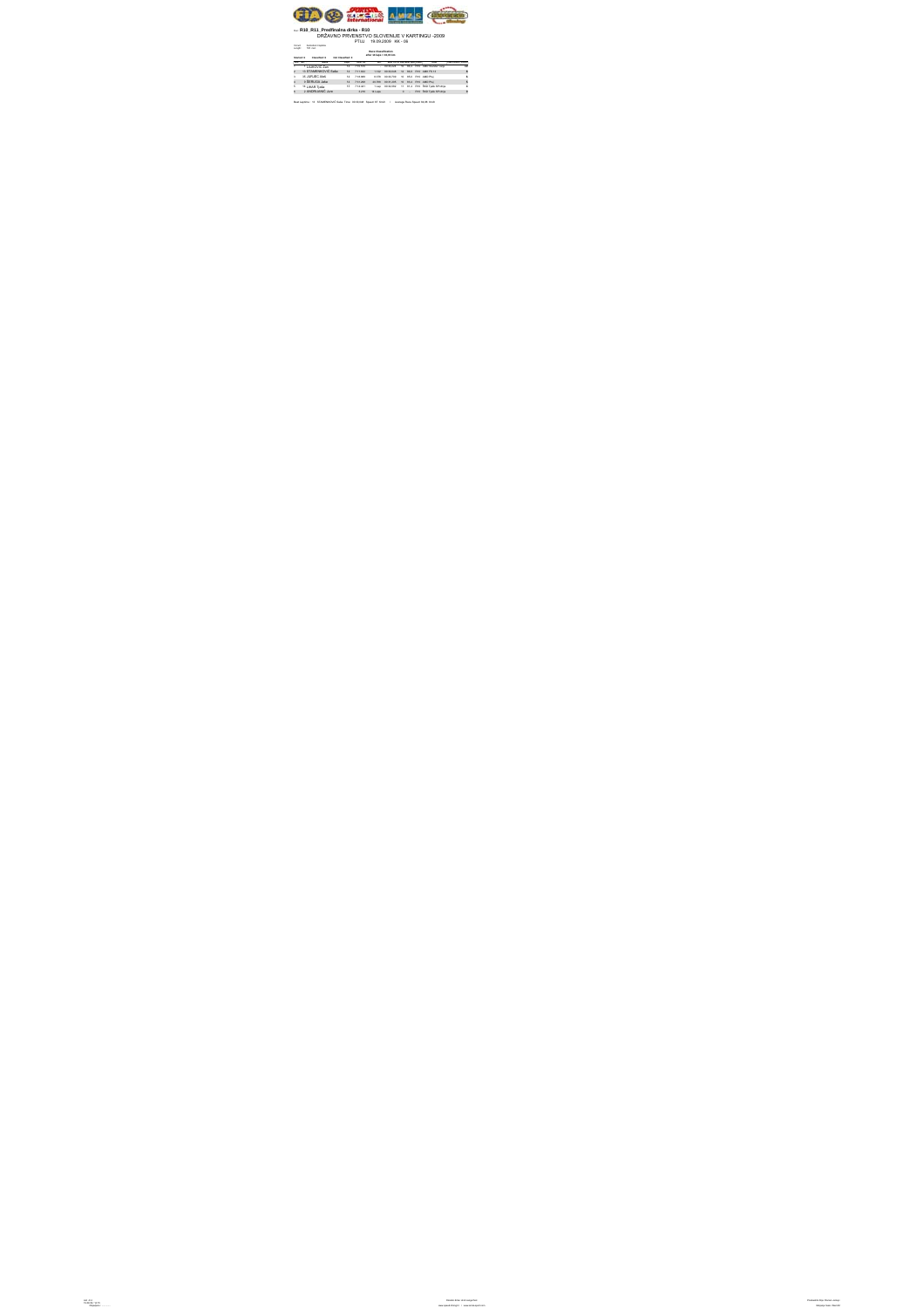# R10_R11_Predfinalna dirka - R10

DRŽAVNO PRVENSTVO SLOVENIJE V KARTINGU -2009

PTUJ 19.09.2009 KK - 06

**Race Classification**

| Pos | No | Name | Laps | Total Time | Diff | Best Lap |
|---|---|---|---|---|---|---|
| 1 | 7 | LEKOVIČ Žan | 14 | | | |
| 2 | 11 | STANEMKOVIČ Žiga | 14 | 7:11.924 | 1.3 | |
| 3 | 20 | JERJEC Blaž | 14 | | 4.37 | |
| 4 | 3 | ŠERUGA Jaka | 14 | | | |
| 5 | 18 | LINAR Tjaša | 13 | | 1 Lap | |
| 6 | 2 | ANDRIJANIČ Jure | | | 13 Laps | |

Best Lap time : 11 STANEMKOVIČ Žiga